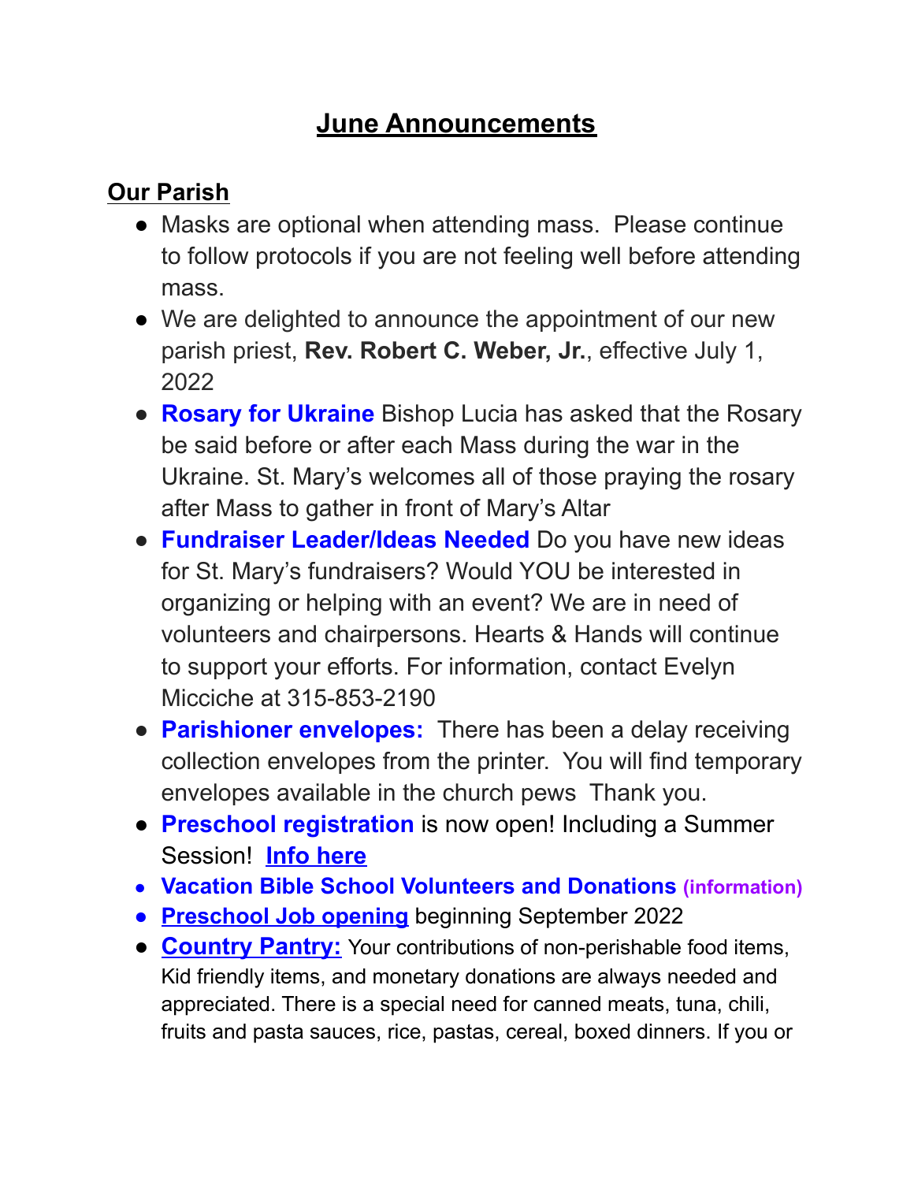# June Announcements

## Our Parish

- Masks are optional when attending mass. Please continue to follow protocols if you are not feeling well before attending mass.
- We are delighted to announce the appointment of our new parish priest, **Rev. Robert C. Weber, Jr.**, effective July 1, 2022
- **Rosary for Ukraine** Bishop Lucia has asked that the Rosary be said before or after each Mass during the war in the Ukraine. St. Mary's welcomes all of those praying the rosary after Mass to gather in front of Mary's Altar
- **Fundraiser Leader/Ideas Needed** Do you have new ideas for St. Mary's fundraisers? Would YOU be interested in organizing or helping with an event? We are in need of volunteers and chairpersons. Hearts & Hands will continue to support your efforts. For information, contact Evelyn Micciche at 315-853-2190
- **Parishioner envelopes:** There has been a delay receiving collection envelopes from the printer. You will find temporary envelopes available in the church pews Thank you.
- **Preschool registration** is now open! Including a Summer Session! **Info here**
- **Vacation Bible School Volunteers and Donations** **(information)**
- **Preschool Job opening** beginning September 2022
- **Country Pantry:** Your contributions of non-perishable food items, Kid friendly items, and monetary donations are always needed and appreciated. There is a special need for canned meats, tuna, chili, fruits and pasta sauces, rice, pastas, cereal, boxed dinners. If you or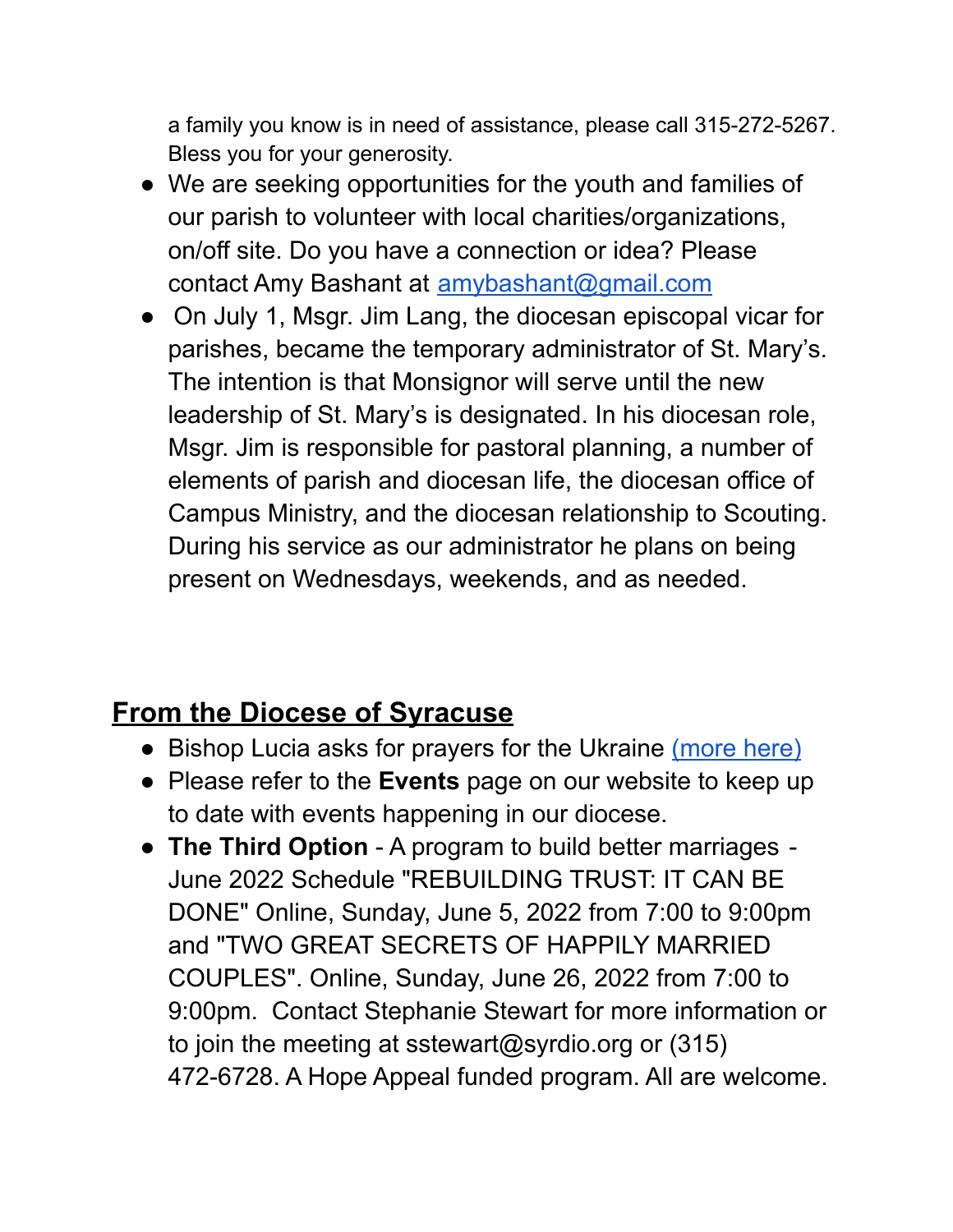a family you know is in need of assistance, please call 315-272-5267. Bless you for your generosity.

- We are seeking opportunities for the youth and families of our parish to volunteer with local charities/organizations, on/off site. Do you have a connection or idea? Please contact Amy Bashant at [amybashant@gmail.com](mailto:amybashant@gmail.com)
- On July 1, Msgr. Jim Lang, the diocesan episcopal vicar for parishes, became the temporary administrator of St. Mary's. The intention is that Monsignor will serve until the new leadership of St. Mary's is designated. In his diocesan role, Msgr. Jim is responsible for pastoral planning, a number of elements of parish and diocesan life, the diocesan office of Campus Ministry, and the diocesan relationship to Scouting. During his service as our administrator he plans on being present on Wednesdays, weekends, and as needed.

## From the Diocese of Syracuse

- Bishop Lucia asks for prayers for the Ukraine (more here)
- Please refer to the **Events** page on our website to keep up to date with events happening in our diocese.
- **The Third Option** - A program to build better marriages - June 2022 Schedule "REBUILDING TRUST: IT CAN BE DONE" Online, Sunday, June 5, 2022 from 7:00 to 9:00pm and "TWO GREAT SECRETS OF HAPPILY MARRIED COUPLES". Online, Sunday, June 26, 2022 from 7:00 to 9:00pm. Contact Stephanie Stewart for more information or to join the meeting at sstewart@syrdio.org or (315) 472-6728. A Hope Appeal funded program. All are welcome.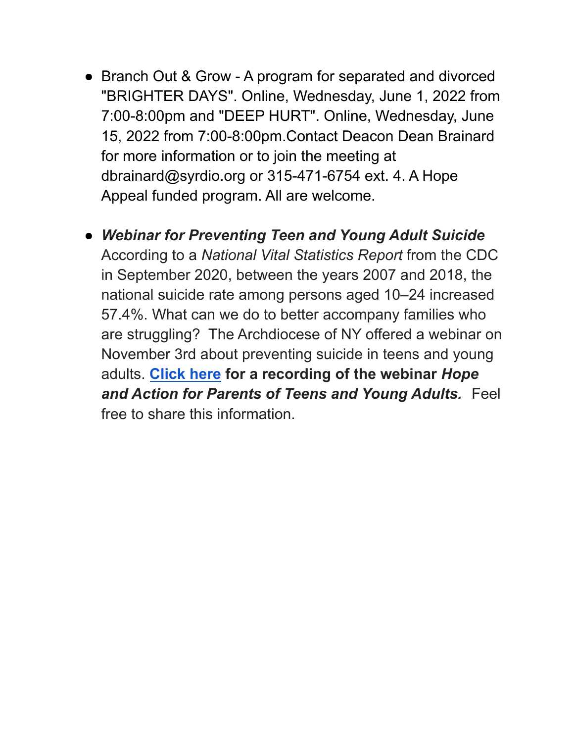- Branch Out & Grow - A program for separated and divorced "BRIGHTER DAYS". Online, Wednesday, June 1, 2022 from 7:00-8:00pm and "DEEP HURT". Online, Wednesday, June 15, 2022 from 7:00-8:00pm.Contact Deacon Dean Brainard for more information or to join the meeting at dbrainard@syrdio.org or 315-471-6754 ext. 4. A Hope Appeal funded program. All are welcome.

- ***Webinar for Preventing Teen and Young Adult Suicide*** According to a *National Vital Statistics Report* from the CDC in September 2020, between the years 2007 and 2018, the national suicide rate among persons aged 10–24 increased 57.4%. What can we do to better accompany families who are struggling? The Archdiocese of NY offered a webinar on November 3rd about preventing suicide in teens and young adults. **Click here for a recording of the webinar *Hope and Action for Parents of Teens and Young Adults.*** Feel free to share this information.